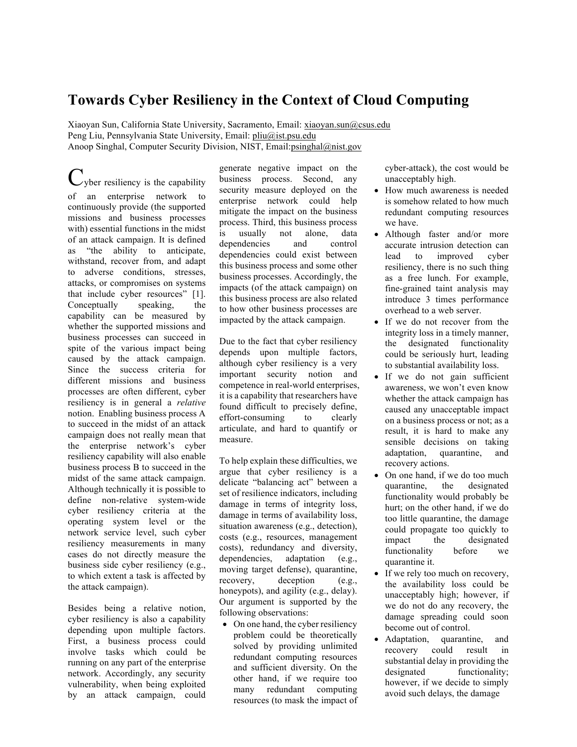# Towards Cyber Resiliency in the Context of Cloud Computing

Xiaoyan Sun, California State University, Sacramento, Email: xiaoyan.sun@csus.edu
Peng Liu, Pennsylvania State University, Email: pliu@ist.psu.edu
Anoop Singhal, Computer Security Division, NIST, Email:psinghal@nist.gov

Cyber resiliency is the capability of an enterprise network to continuously provide (the supported missions and business processes with) essential functions in the midst of an attack campaign. It is defined as "the ability to anticipate, withstand, recover from, and adapt to adverse conditions, stresses, attacks, or compromises on systems that include cyber resources" [1]. Conceptually speaking, the capability can be measured by whether the supported missions and business processes can succeed in spite of the various impact being caused by the attack campaign. Since the success criteria for different missions and business processes are often different, cyber resiliency is in general a *relative* notion. Enabling business process A to succeed in the midst of an attack campaign does not really mean that the enterprise network's cyber resiliency capability will also enable business process B to succeed in the midst of the same attack campaign. Although technically it is possible to define non-relative system-wide cyber resiliency criteria at the operating system level or the network service level, such cyber resiliency measurements in many cases do not directly measure the business side cyber resiliency (e.g., to which extent a task is affected by the attack campaign).

Besides being a relative notion, cyber resiliency is also a capability depending upon multiple factors. First, a business process could involve tasks which could be running on any part of the enterprise network. Accordingly, any security vulnerability, when being exploited by an attack campaign, could generate negative impact on the business process. Second, any security measure deployed on the enterprise network could help mitigate the impact on the business process. Third, this business process is usually not alone, data dependencies and control dependencies could exist between this business process and some other business processes. Accordingly, the impacts (of the attack campaign) on this business process are also related to how other business processes are impacted by the attack campaign.

Due to the fact that cyber resiliency depends upon multiple factors, although cyber resiliency is a very important security notion and competence in real-world enterprises, it is a capability that researchers have found difficult to precisely define, effort-consuming to clearly articulate, and hard to quantify or measure.

To help explain these difficulties, we argue that cyber resiliency is a delicate "balancing act" between a set of resilience indicators, including damage in terms of integrity loss, damage in terms of availability loss, situation awareness (e.g., detection), costs (e.g., resources, management costs), redundancy and diversity, dependencies, adaptation (e.g., moving target defense), quarantine, recovery, deception (e.g., honeypots), and agility (e.g., delay). Our argument is supported by the following observations:

- On one hand, the cyber resiliency problem could be theoretically solved by providing unlimited redundant computing resources and sufficient diversity. On the other hand, if we require too many redundant computing resources (to mask the impact of cyber-attack), the cost would be unacceptably high.
- How much awareness is needed is somehow related to how much redundant computing resources we have.
- Although faster and/or more accurate intrusion detection can lead to improved cyber resiliency, there is no such thing as a free lunch. For example, fine-grained taint analysis may introduce 3 times performance overhead to a web server.
- If we do not recover from the integrity loss in a timely manner, the designated functionality could be seriously hurt, leading to substantial availability loss.
- If we do not gain sufficient awareness, we won't even know whether the attack campaign has caused any unacceptable impact on a business process or not; as a result, it is hard to make any sensible decisions on taking adaptation, quarantine, and recovery actions.
- On one hand, if we do too much quarantine, the designated functionality would probably be hurt; on the other hand, if we do too little quarantine, the damage could propagate too quickly to impact the designated functionality before we quarantine it.
- If we rely too much on recovery, the availability loss could be unacceptably high; however, if we do not do any recovery, the damage spreading could soon become out of control.
- Adaptation, quarantine, and recovery could result in substantial delay in providing the designated functionality; however, if we decide to simply avoid such delays, the damage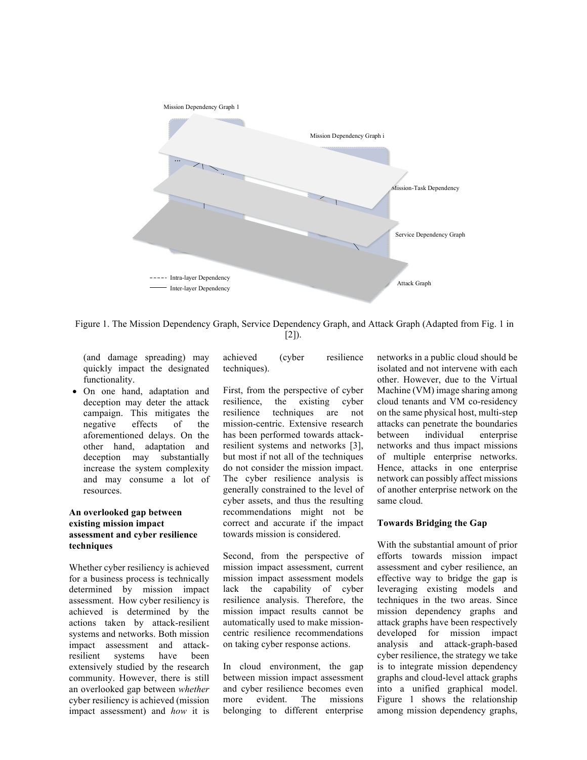Figure 1. The Mission Dependency Graph, Service Dependency Graph, and Attack Graph (Adapted from Fig. 1 in [2]).

(and damage spreading) may quickly impact the designated functionality.

- On one hand, adaptation and deception may deter the attack campaign. This mitigates the negative effects of the aforementioned delays. On the other hand, adaptation and deception may substantially increase the system complexity and may consume a lot of resources.

**An overlooked gap between existing mission impact assessment and cyber resilience techniques**

Whether cyber resiliency is achieved for a business process is technically determined by mission impact assessment. How cyber resiliency is achieved is determined by the actions taken by attack-resilient systems and networks. Both mission impact assessment and attack-resilient systems have been extensively studied by the research community. However, there is still an overlooked gap between *whether* cyber resiliency is achieved (mission impact assessment) and *how* it is achieved (cyber resilience techniques).

First, from the perspective of cyber resilience, the existing cyber resilience techniques are not mission-centric. Extensive research has been performed towards attack-resilient systems and networks [3], but most if not all of the techniques do not consider the mission impact. The cyber resilience analysis is generally constrained to the level of cyber assets, and thus the resulting recommendations might not be correct and accurate if the impact towards mission is considered.

Second, from the perspective of mission impact assessment, current mission impact assessment models lack the capability of cyber resilience analysis. Therefore, the mission impact results cannot be automatically used to make mission-centric resilience recommendations on taking cyber response actions.

In cloud environment, the gap between mission impact assessment and cyber resilience becomes even more evident. The missions belonging to different enterprise networks in a public cloud should be isolated and not intervene with each other. However, due to the Virtual Machine (VM) image sharing among cloud tenants and VM co-residency on the same physical host, multi-step attacks can penetrate the boundaries between individual enterprise networks and thus impact missions of multiple enterprise networks. Hence, attacks in one enterprise network can possibly affect missions of another enterprise network on the same cloud.

**Towards Bridging the Gap**

With the substantial amount of prior efforts towards mission impact assessment and cyber resilience, an effective way to bridge the gap is leveraging existing models and techniques in the two areas. Since mission dependency graphs and attack graphs have been respectively developed for mission impact analysis and attack-graph-based cyber resilience, the strategy we take is to integrate mission dependency graphs and cloud-level attack graphs into a unified graphical model. Figure 1 shows the relationship among mission dependency graphs,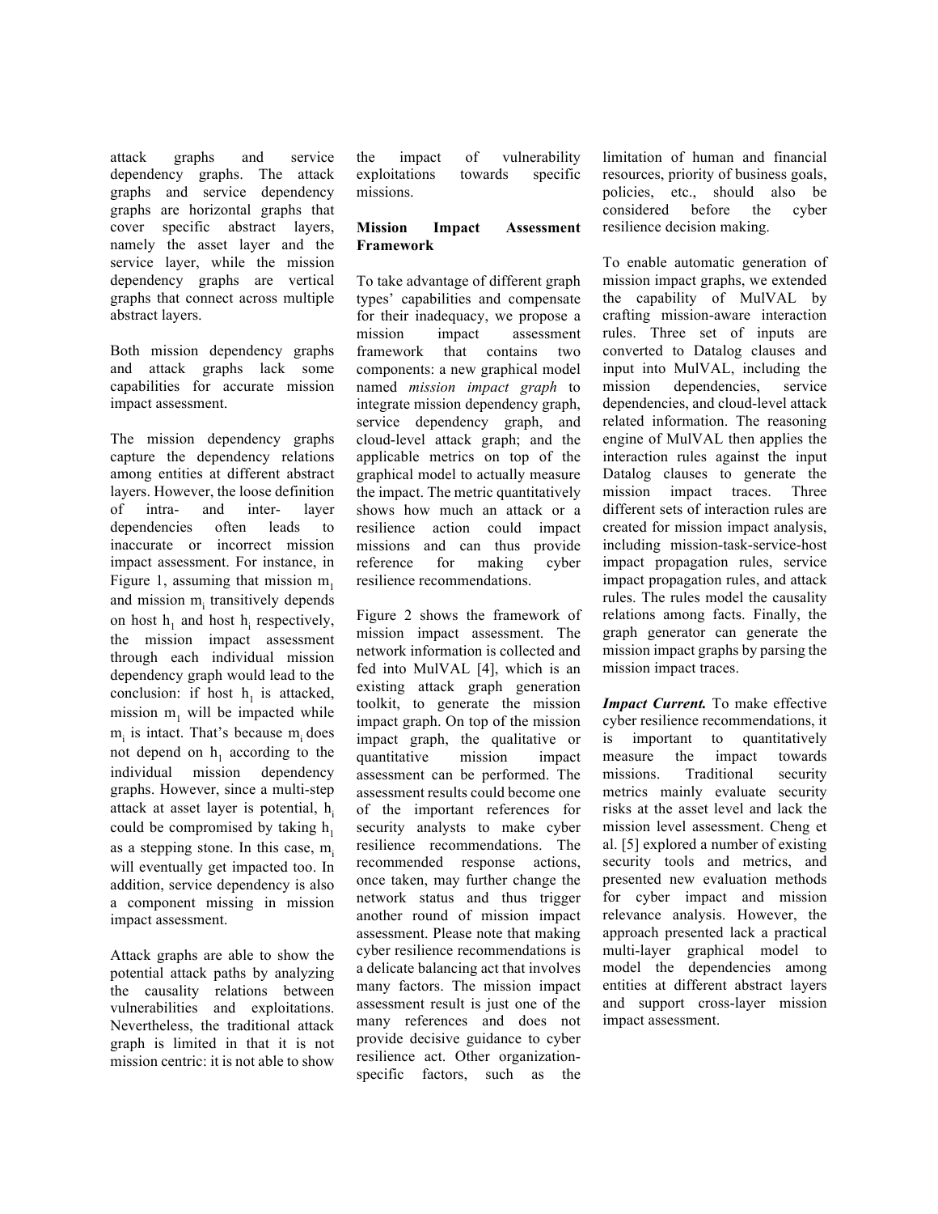attack graphs and service dependency graphs. The attack graphs and service dependency graphs are horizontal graphs that cover specific abstract layers, namely the asset layer and the service layer, while the mission dependency graphs are vertical graphs that connect across multiple abstract layers.

Both mission dependency graphs and attack graphs lack some capabilities for accurate mission impact assessment.

The mission dependency graphs capture the dependency relations among entities at different abstract layers. However, the loose definition of intra- and inter- layer dependencies often leads to inaccurate or incorrect mission impact assessment. For instance, in Figure 1, assuming that mission $m_1$ and mission $m_i$ transitively depends on host $h_1$ and host $h_i$ respectively, the mission impact assessment through each individual mission dependency graph would lead to the conclusion: if host $h_1$ is attacked, mission $m_1$ will be impacted while $m_i$ is intact. That's because $m_i$ does not depend on $h_1$ according to the individual mission dependency graphs. However, since a multi-step attack at asset layer is potential, $h_i$ could be compromised by taking $h_1$ as a stepping stone. In this case, $m_i$ will eventually get impacted too. In addition, service dependency is also a component missing in mission impact assessment.

Attack graphs are able to show the potential attack paths by analyzing the causality relations between vulnerabilities and exploitations. Nevertheless, the traditional attack graph is limited in that it is not mission centric: it is not able to show the impact of vulnerability exploitations towards specific missions.

**Mission Impact Assessment Framework**

To take advantage of different graph types' capabilities and compensate for their inadequacy, we propose a mission impact assessment framework that contains two components: a new graphical model named *mission impact graph* to integrate mission dependency graph, service dependency graph, and cloud-level attack graph; and the applicable metrics on top of the graphical model to actually measure the impact. The metric quantitatively shows how much an attack or a resilience action could impact missions and can thus provide reference for making cyber resilience recommendations.

Figure 2 shows the framework of mission impact assessment. The network information is collected and fed into MulVAL [4], which is an existing attack graph generation toolkit, to generate the mission impact graph. On top of the mission impact graph, the qualitative or quantitative mission impact assessment can be performed. The assessment results could become one of the important references for security analysts to make cyber resilience recommendations. The recommended response actions, once taken, may further change the network status and thus trigger another round of mission impact assessment. Please note that making cyber resilience recommendations is a delicate balancing act that involves many factors. The mission impact assessment result is just one of the many references and does not provide decisive guidance to cyber resilience act. Other organization-specific factors, such as the limitation of human and financial resources, priority of business goals, policies, etc., should also be considered before the cyber resilience decision making.

To enable automatic generation of mission impact graphs, we extended the capability of MulVAL by crafting mission-aware interaction rules. Three set of inputs are converted to Datalog clauses and input into MulVAL, including the mission dependencies, service dependencies, and cloud-level attack related information. The reasoning engine of MulVAL then applies the interaction rules against the input Datalog clauses to generate the mission impact traces. Three different sets of interaction rules are created for mission impact analysis, including mission-task-service-host impact propagation rules, service impact propagation rules, and attack rules. The rules model the causality relations among facts. Finally, the graph generator can generate the mission impact graphs by parsing the mission impact traces.

***Impact Current.*** To make effective cyber resilience recommendations, it is important to quantitatively measure the impact towards missions. Traditional security metrics mainly evaluate security risks at the asset level and lack the mission level assessment. Cheng et al. [5] explored a number of existing security tools and metrics, and presented new evaluation methods for cyber impact and mission relevance analysis. However, the approach presented lack a practical multi-layer graphical model to model the dependencies among entities at different abstract layers and support cross-layer mission impact assessment.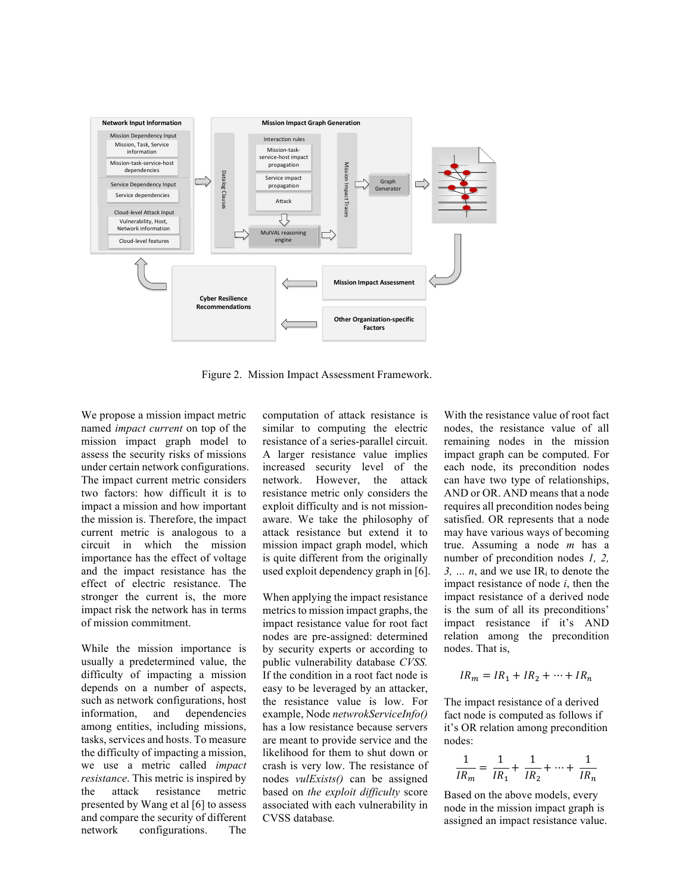Figure 2. Mission Impact Assessment Framework.

We propose a mission impact metric named *impact current* on top of the mission impact graph model to assess the security risks of missions under certain network configurations. The impact current metric considers two factors: how difficult it is to impact a mission and how important the mission is. Therefore, the impact current metric is analogous to a circuit in which the mission importance has the effect of voltage and the impact resistance has the effect of electric resistance. The stronger the current is, the more impact risk the network has in terms of mission commitment.

While the mission importance is usually a predetermined value, the difficulty of impacting a mission depends on a number of aspects, such as network configurations, host information, and dependencies among entities, including missions, tasks, services and hosts. To measure the difficulty of impacting a mission, we use a metric called *impact resistance*. This metric is inspired by the attack resistance metric presented by Wang et al [6] to assess and compare the security of different network configurations. The computation of attack resistance is similar to computing the electric resistance of a series-parallel circuit. A larger resistance value implies increased security level of the network. However, the attack resistance metric only considers the exploit difficulty and is not mission-aware. We take the philosophy of attack resistance but extend it to mission impact graph model, which is quite different from the originally used exploit dependency graph in [6].

When applying the impact resistance metrics to mission impact graphs, the impact resistance value for root fact nodes are pre-assigned: determined by security experts or according to public vulnerability database *CVSS*. If the condition in a root fact node is easy to be leveraged by an attacker, the resistance value is low. For example, Node *netwrokServiceInfo()* has a low resistance because servers are meant to provide service and the likelihood for them to shut down or crash is very low. The resistance of nodes *vulExists()* can be assigned based on *the exploit difficulty* score associated with each vulnerability in CVSS database.

With the resistance value of root fact nodes, the resistance value of all remaining nodes in the mission impact graph can be computed. For each node, its precondition nodes can have two type of relationships, AND or OR. AND means that a node requires all precondition nodes being satisfied. OR represents that a node may have various ways of becoming true. Assuming a node *m* has a number of precondition nodes *1, 2, 3, … n*, and we use $IR_i$ to denote the impact resistance of node *i*, then the impact resistance of a derived node is the sum of all its preconditions' impact resistance if it's AND relation among the precondition nodes. That is,

$$IR_m = IR_1 + IR_2 + \cdots + IR_n$$

The impact resistance of a derived fact node is computed as follows if it's OR relation among precondition nodes:

$$\frac{1}{IR_m} = \frac{1}{IR_1} + \frac{1}{IR_2} + \cdots + \frac{1}{IR_n}$$

Based on the above models, every node in the mission impact graph is assigned an impact resistance value.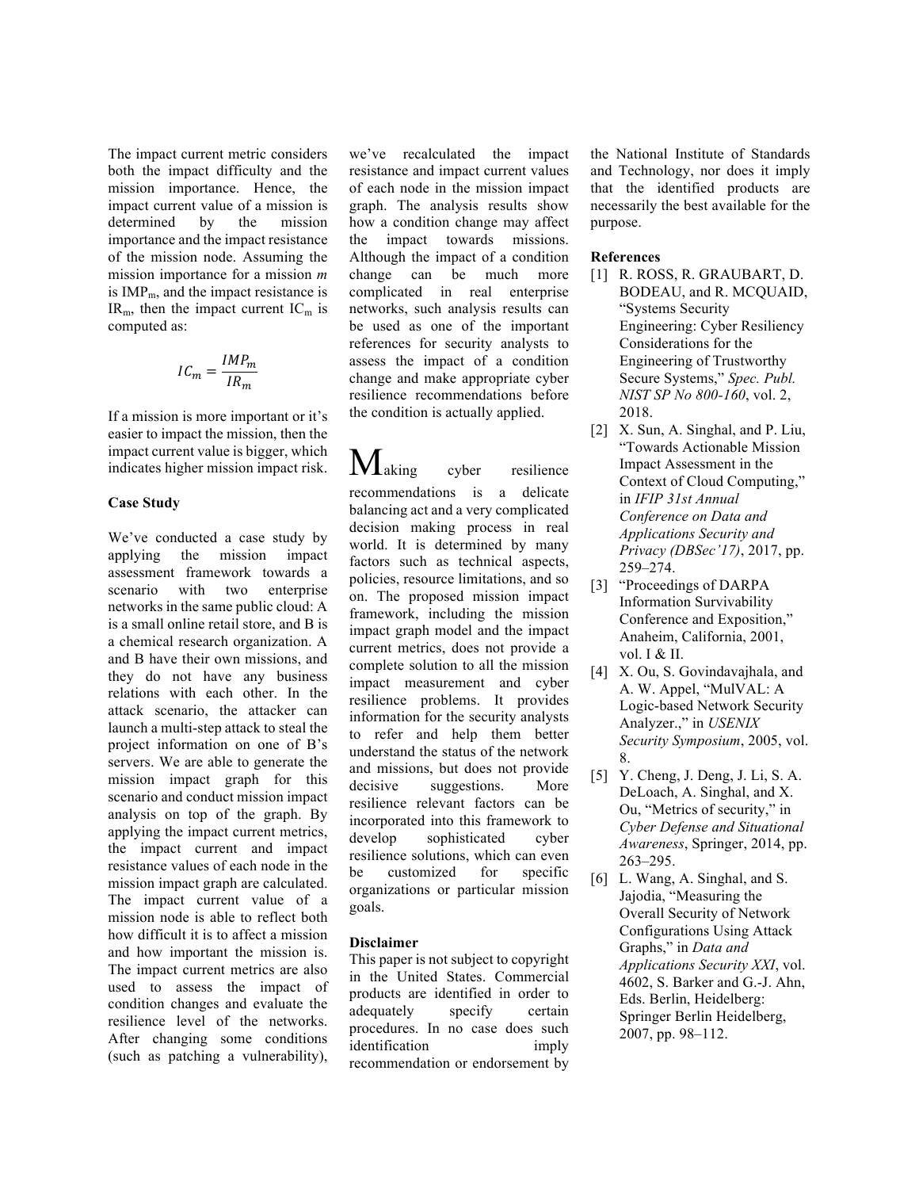The impact current metric considers both the impact difficulty and the mission importance. Hence, the impact current value of a mission is determined by the mission importance and the impact resistance of the mission node. Assuming the mission importance for a mission *m* is $IMP_m$, and the impact resistance is $IR_m$, then the impact current $IC_m$ is computed as:

$$IC_m = \frac{IMP_m}{IR_m}$$

If a mission is more important or it's easier to impact the mission, then the impact current value is bigger, which indicates higher mission impact risk.

**Case Study**

We've conducted a case study by applying the mission impact assessment framework towards a scenario with two enterprise networks in the same public cloud: A is a small online retail store, and B is a chemical research organization. A and B have their own missions, and they do not have any business relations with each other. In the attack scenario, the attacker can launch a multi-step attack to steal the project information on one of B's servers. We are able to generate the mission impact graph for this scenario and conduct mission impact analysis on top of the graph. By applying the impact current metrics, the impact current and impact resistance values of each node in the mission impact graph are calculated. The impact current value of a mission node is able to reflect both how difficult it is to affect a mission and how important the mission is. The impact current metrics are also used to assess the impact of condition changes and evaluate the resilience level of the networks. After changing some conditions (such as patching a vulnerability), we've recalculated the impact resistance and impact current values of each node in the mission impact graph. The analysis results show how a condition change may affect the impact towards missions. Although the impact of a condition change can be much more complicated in real enterprise networks, such analysis results can be used as one of the important references for security analysts to assess the impact of a condition change and make appropriate cyber resilience recommendations before the condition is actually applied.

Making cyber resilience recommendations is a delicate balancing act and a very complicated decision making process in real world. It is determined by many factors such as technical aspects, policies, resource limitations, and so on. The proposed mission impact framework, including the mission impact graph model and the impact current metrics, does not provide a complete solution to all the mission impact measurement and cyber resilience problems. It provides information for the security analysts to refer and help them better understand the status of the network and missions, but does not provide decisive suggestions. More resilience relevant factors can be incorporated into this framework to develop sophisticated cyber resilience solutions, which can even be customized for specific organizations or particular mission goals.

**Disclaimer**

This paper is not subject to copyright in the United States. Commercial products are identified in order to adequately specify certain procedures. In no case does such identification imply recommendation or endorsement by the National Institute of Standards and Technology, nor does it imply that the identified products are necessarily the best available for the purpose.

**References**

[1] R. ROSS, R. GRAUBART, D. BODEAU, and R. MCQUAID, "Systems Security Engineering: Cyber Resiliency Considerations for the Engineering of Trustworthy Secure Systems," *Spec. Publ. NIST SP No 800-160*, vol. 2, 2018.

[2] X. Sun, A. Singhal, and P. Liu, "Towards Actionable Mission Impact Assessment in the Context of Cloud Computing," in *IFIP 31st Annual Conference on Data and Applications Security and Privacy (DBSec'17)*, 2017, pp. 259–274.

[3] "Proceedings of DARPA Information Survivability Conference and Exposition," Anaheim, California, 2001, vol. I & II.

[4] X. Ou, S. Govindavajhala, and A. W. Appel, "MulVAL: A Logic-based Network Security Analyzer.," in *USENIX Security Symposium*, 2005, vol. 8.

[5] Y. Cheng, J. Deng, J. Li, S. A. DeLoach, A. Singhal, and X. Ou, "Metrics of security," in *Cyber Defense and Situational Awareness*, Springer, 2014, pp. 263–295.

[6] L. Wang, A. Singhal, and S. Jajodia, "Measuring the Overall Security of Network Configurations Using Attack Graphs," in *Data and Applications Security XXI*, vol. 4602, S. Barker and G.-J. Ahn, Eds. Berlin, Heidelberg: Springer Berlin Heidelberg, 2007, pp. 98–112.